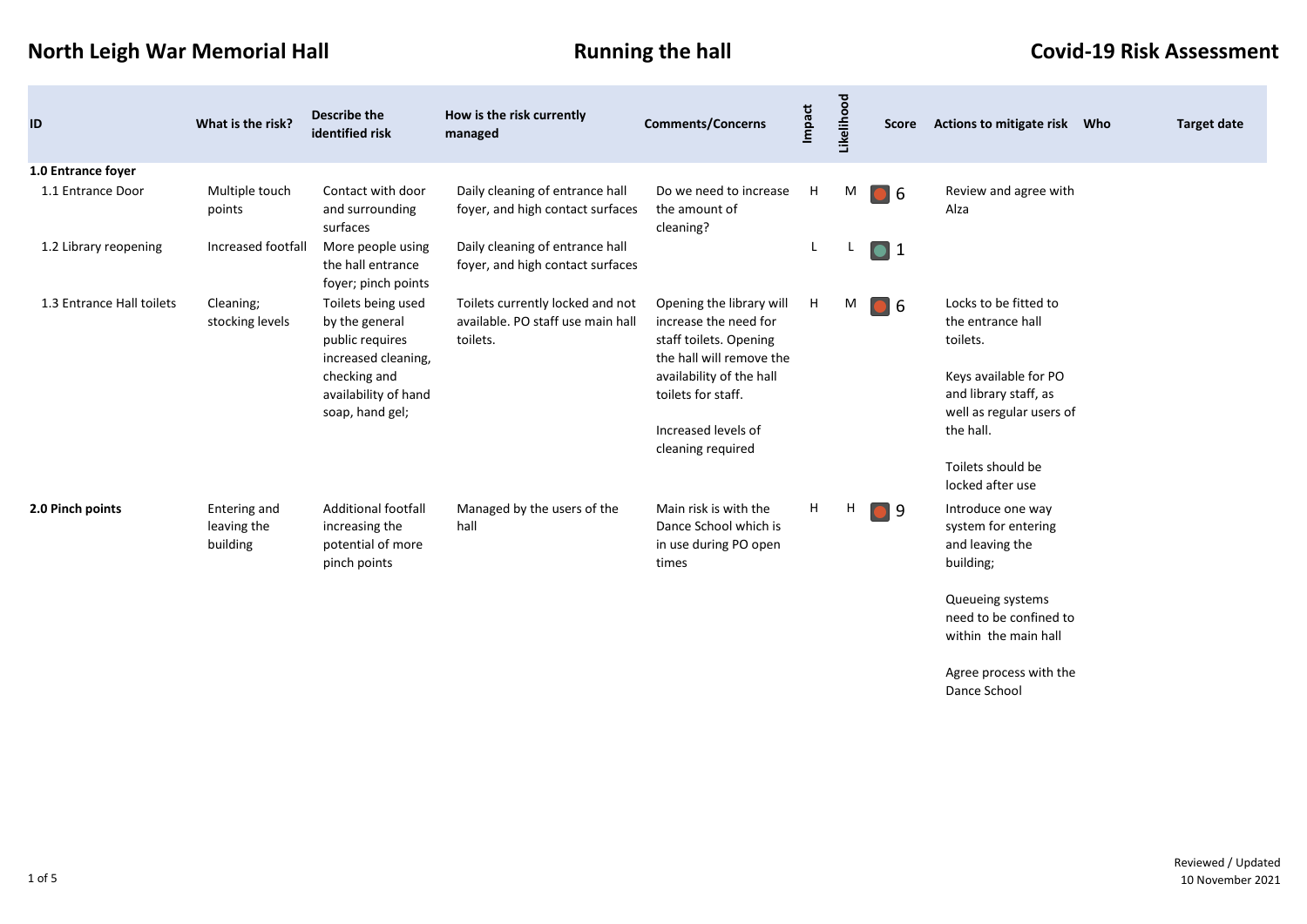# North Leigh War Memorial Hall

## Running the hall

## Covid-19 Risk Assessment

| ID | What is the risk? | Describe the identified risk | How is the risk currently managed | Comments/Concerns | Impact | Likelihood | Score | Actions to mitigate risk | Who | Target date |
|---|---|---|---|---|---|---|---|---|---|---|
| **1.0 Entrance foyer** | | | | | | | | | | |
| 1.1 Entrance Door | Multiple touch points | Contact with door and surrounding surfaces | Daily cleaning of entrance hall foyer, and high contact surfaces | Do we need to increase the amount of cleaning? | H | M | 6 | Review and agree with Alza | | |
| 1.2 Library reopening | Increased footfall | More people using the hall entrance foyer; pinch points | Daily cleaning of entrance hall foyer, and high contact surfaces | | L | L | 1 | | | |
| 1.3 Entrance Hall toilets | Cleaning; stocking levels | Toilets being used by the general public requires increased cleaning, checking and availability of hand soap, hand gel; | Toilets currently locked and not available. PO staff use main hall toilets. | Opening the library will increase the need for staff toilets. Opening the hall will remove the availability of the hall toilets for staff.<br><br>Increased levels of cleaning required | H | M | 6 | Locks to be fitted to the entrance hall toilets.<br><br>Keys available for PO and library staff, as well as regular users of the hall.<br><br>Toilets should be locked after use | | |
| **2.0 Pinch points** | Entering and leaving the building | Additional footfall increasing the potential of more pinch points | Managed by the users of the hall | Main risk is with the Dance School which is in use during PO open times | H | H | 9 | Introduce one way system for entering and leaving the building;<br><br>Queueing systems need to be confined to within the main hall<br><br>Agree process with the Dance School | | |

Reviewed / Updated
10 November 2021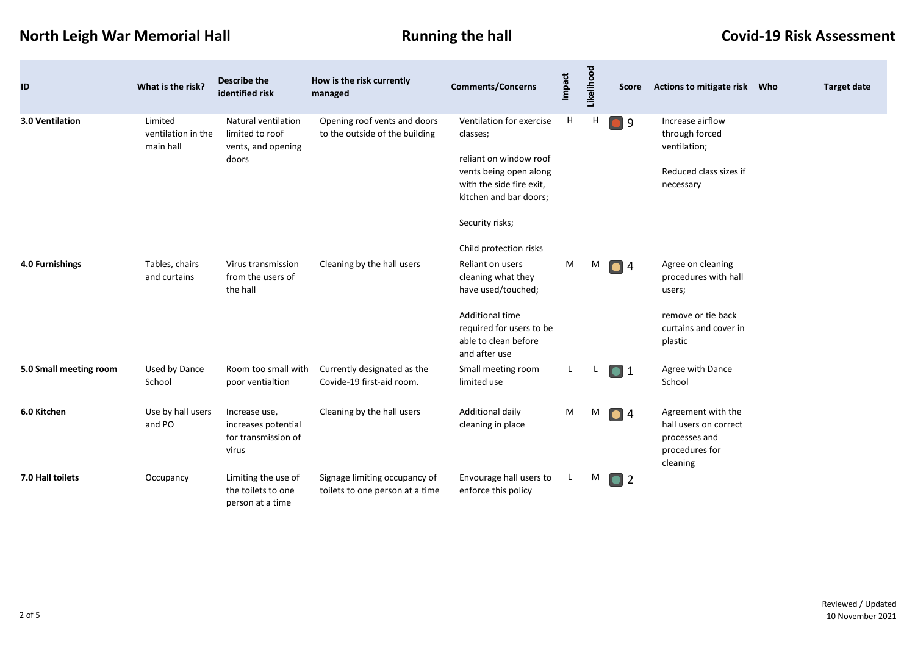| ID | What is the risk? | Describe the identified risk | How is the risk currently managed | Comments/Concerns | Impact | Likelihood | Score | Actions to mitigate risk | Who | Target date |
|---|---|---|---|---|---|---|---|---|---|---|
| **3.0 Ventilation** | Limited ventilation in the main hall | Natural ventilation limited to roof vents, and opening doors | Opening roof vents and doors to the outside of the building | Ventilation for exercise classes;<br><br>reliant on window roof vents being open along with the side fire exit, kitchen and bar doors;<br><br>Security risks;<br><br>Child protection risks | H | H | 9 | Increase airflow through forced ventilation;<br><br>Reduced class sizes if necessary | | |
| **4.0 Furnishings** | Tables, chairs and curtains | Virus transmission from the users of the hall | Cleaning by the hall users | Reliant on users cleaning what they have used/touched;<br><br>Additional time required for users to be able to clean before and after use | M | M | 4 | Agree on cleaning procedures with hall users;<br><br>remove or tie back curtains and cover in plastic | | |
| **5.0 Small meeting room** | Used by Dance School | Room too small with poor ventialtion | Currently designated as the Covide-19 first-aid room. | Small meeting room limited use | L | L | 1 | Agree with Dance School | | |
| **6.0 Kitchen** | Use by hall users and PO | Increase use, increases potential for transmission of virus | Cleaning by the hall users | Additional daily cleaning in place | M | M | 4 | Agreement with the hall users on correct processes and procedures for cleaning | | |
| **7.0 Hall toilets** | Occupancy | Limiting the use of the toilets to one person at a time | Signage limiting occupancy of toilets to one person at a time | Envourage hall users to enforce this policy | L | M | 2 | | | |

Reviewed / Updated
10 November 2021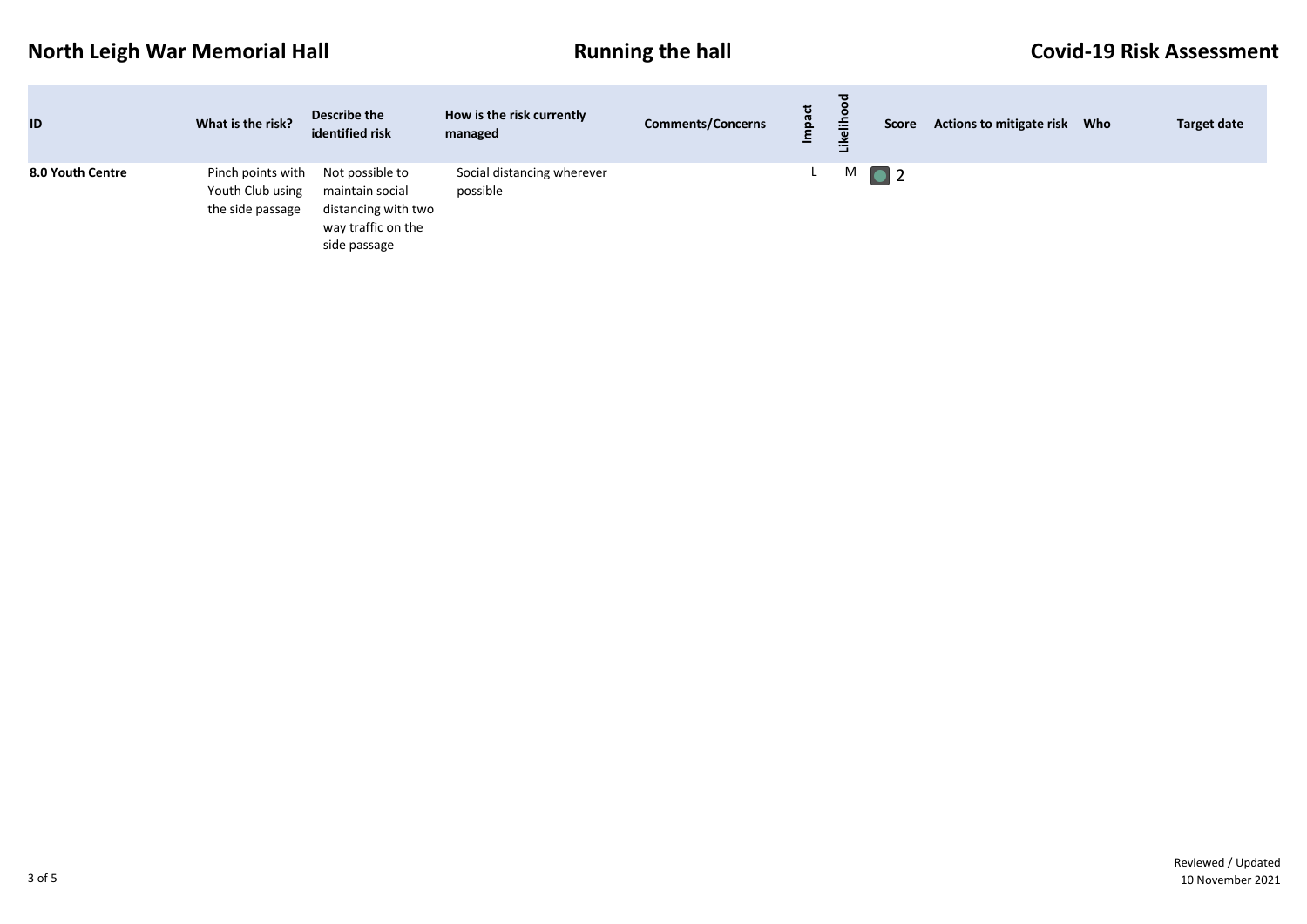North Leigh War Memorial Hall | Running the hall | Covid-19 Risk Assessment

| ID | What is the risk? | Describe the identified risk | How is the risk currently managed | Comments/Concerns | Impact | Likelihood | Score | Actions to mitigate risk | Who | Target date |
|---|---|---|---|---|---|---|---|---|---|---|
| **8.0 Youth Centre** | Pinch points with Youth Club using the side passage | Not possible to maintain social distancing with two way traffic on the side passage | Social distancing wherever possible | | L | M | 2 | | | |

Reviewed / Updated
10 November 2021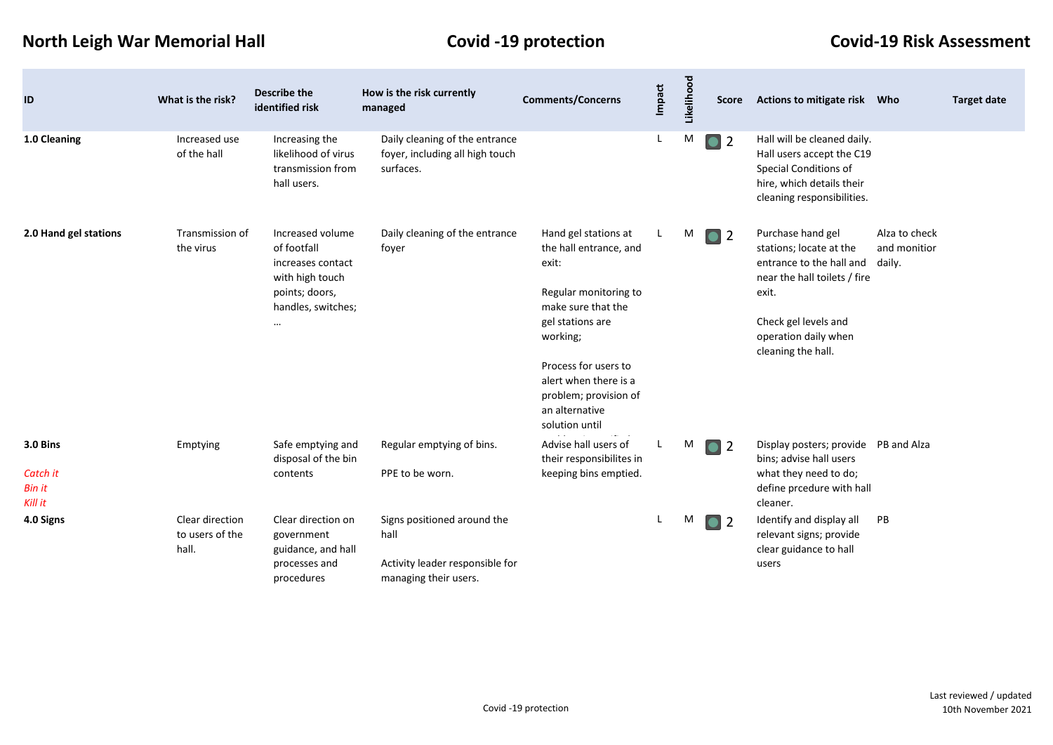North Leigh War Memorial Hall | Covid -19 protection | Covid-19 Risk Assessment

| ID | What is the risk? | Describe the identified risk | How is the risk currently managed | Comments/Concerns | Impact | Likelihood | Score | Actions to mitigate risk | Who | Target date |
|---|---|---|---|---|---|---|---|---|---|---|
| **1.0 Cleaning** | Increased use of the hall | Increasing the likelihood of virus transmission from hall users. | Daily cleaning of the entrance foyer, including all high touch surfaces. | | L | M | 2 | Hall will be cleaned daily. Hall users accept the C19 Special Conditions of hire, which details their cleaning responsibilities. | | |
| **2.0 Hand gel stations** | Transmission of the virus | Increased volume of footfall increases contact with high touch points; doors, handles, switches; … | Daily cleaning of the entrance foyer | Hand gel stations at the hall entrance, and exit:<br><br>Regular monitoring to make sure that the gel stations are working;<br><br>Process for users to alert when there is a problem; provision of an alternative solution until | L | M | 2 | Purchase hand gel stations; locate at the entrance to the hall and near the hall toilets / fire exit.<br><br>Check gel levels and operation daily when cleaning the hall. | Alza to check and monitior daily. | |
| **3.0 Bins**<br><br>*Catch it*<br>*Bin it*<br>*Kill it* | Emptying | Safe emptying and disposal of the bin contents | Regular emptying of bins.<br><br>PPE to be worn. | Advise hall users of their responsibilites in keeping bins emptied. | L | M | 2 | Display posters; provide bins; advise hall users what they need to do; define prcedure with hall cleaner. | PB and Alza | |
| **4.0 Signs** | Clear direction to users of the hall. | Clear direction on government guidance, and hall processes and procedures | Signs positioned around the hall<br><br>Activity leader responsible for managing their users. | | L | M | 2 | Identify and display all relevant signs; provide clear guidance to hall users | PB | |

Last reviewed / updated
10th November 2021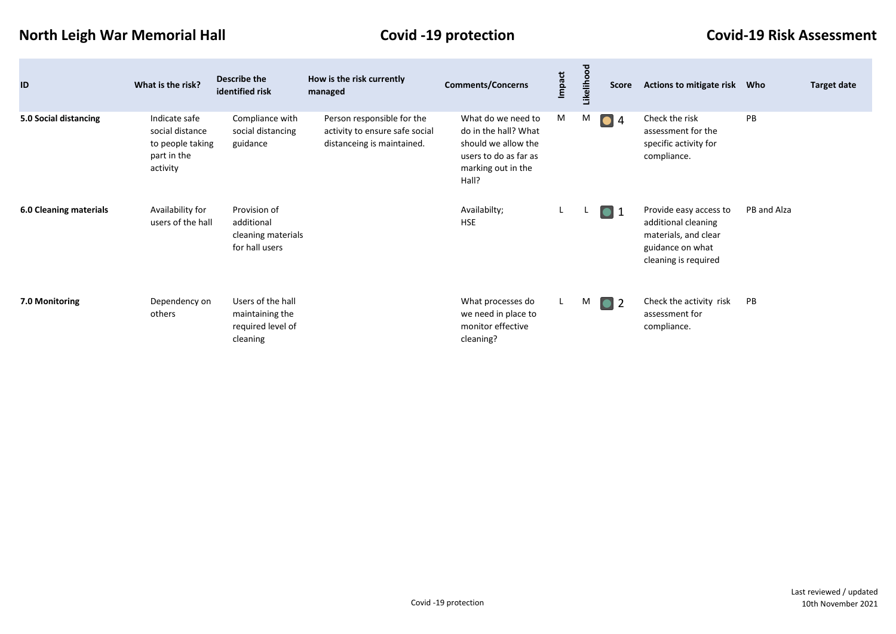North Leigh War Memorial Hall

Covid -19 protection

Covid-19 Risk Assessment

| ID | What is the risk? | Describe the identified risk | How is the risk currently managed | Comments/Concerns | Impact | Likelihood | Score | Actions to mitigate risk | Who | Target date |
|---|---|---|---|---|---|---|---|---|---|---|
| **5.0 Social distancing** | Indicate safe social distance to people taking part in the activity | Compliance with social distancing guidance | Person responsible for the activity to ensure safe social distanceing is maintained. | What do we need to do in the hall? What should we allow the users to do as far as marking out in the Hall? | M | M | 4 | Check the risk assessment for the specific activity for compliance. | PB | |
| **6.0 Cleaning materials** | Availability for users of the hall | Provision of additional cleaning materials for hall users | | Availabilty; HSE | L | L | 1 | Provide easy access to additional cleaning materials, and clear guidance on what cleaning is required | PB and Alza | |
| **7.0 Monitoring** | Dependency on others | Users of the hall maintaining the required level of cleaning | | What processes do we need in place to monitor effective cleaning? | L | M | 2 | Check the activity risk assessment for compliance. | PB | |

Last reviewed / updated
10th November 2021